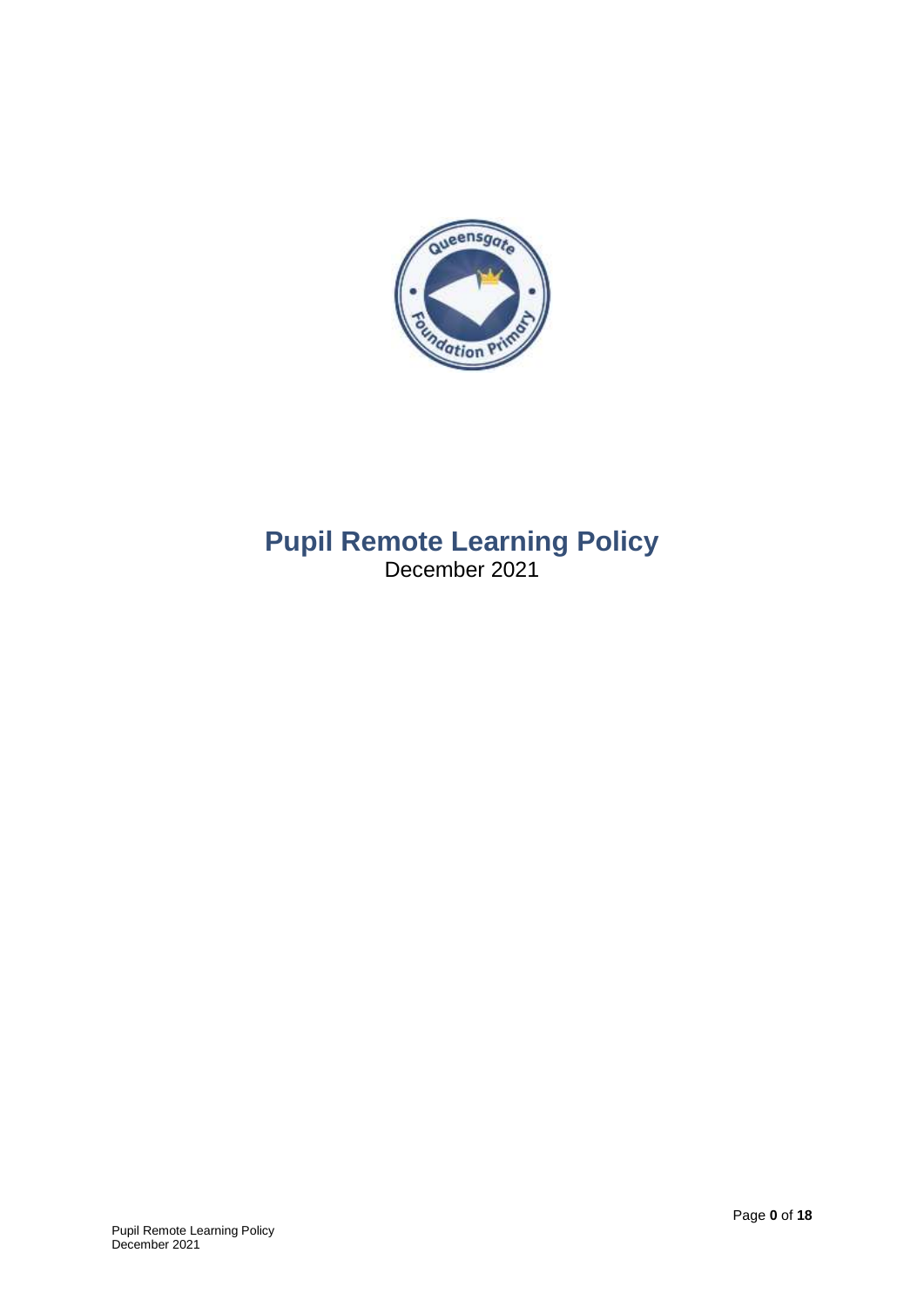# Pupil Remote Learning Policy

December 2021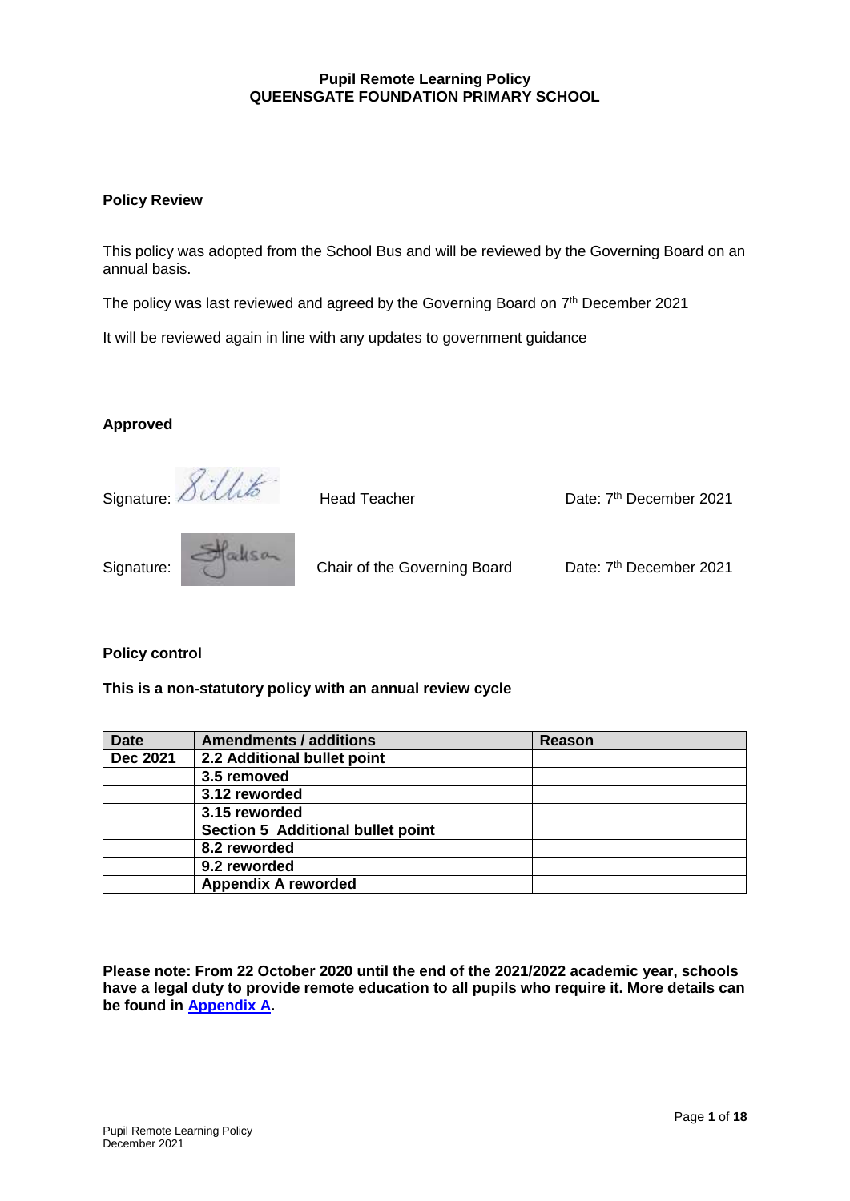**Pupil Remote Learning Policy**
**QUEENSGATE FOUNDATION PRIMARY SCHOOL**

**Policy Review**

This policy was adopted from the School Bus and will be reviewed by the Governing Board on an annual basis.

The policy was last reviewed and agreed by the Governing Board on 7th December 2021

It will be reviewed again in line with any updates to government guidance

**Approved**

Signature: Head Teacher Date: 7th December 2021

Signature: Chair of the Governing Board Date: 7th December 2021

**Policy control**

**This is a non-statutory policy with an annual review cycle**

| Date | Amendments / additions | Reason |
|---|---|---|
| **Dec 2021** | **2.2 Additional bullet point** | |
| | **3.5 removed** | |
| | **3.12 reworded** | |
| | **3.15 reworded** | |
| | **Section 5 Additional bullet point** | |
| | **8.2 reworded** | |
| | **9.2 reworded** | |
| | **Appendix A reworded** | |

**Please note: From 22 October 2020 until the end of the 2021/2022 academic year, schools have a legal duty to provide remote education to all pupils who require it. More details can be found in Appendix A.**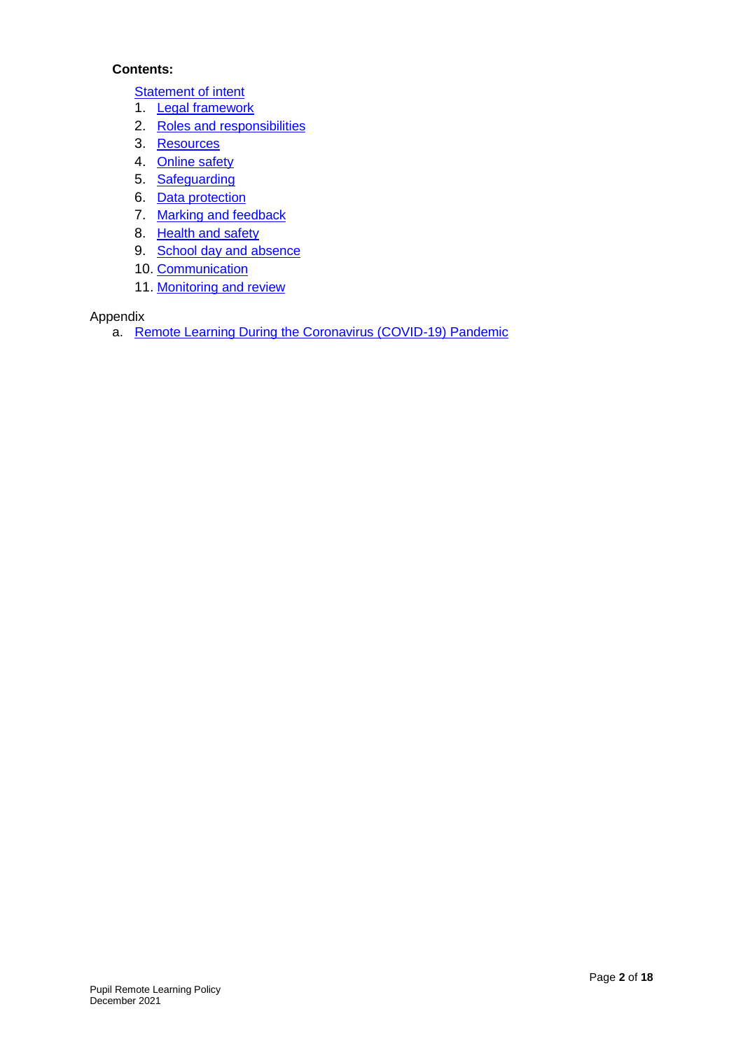**Contents:**

[Statement of intent]
1. [Legal framework]
2. [Roles and responsibilities]
3. [Resources]
4. [Online safety]
5. [Safeguarding]
6. [Data protection]
7. [Marking and feedback]
8. [Health and safety]
9. [School day and absence]
10. [Communication]
11. [Monitoring and review]

Appendix

a. [Remote Learning During the Coronavirus (COVID-19) Pandemic]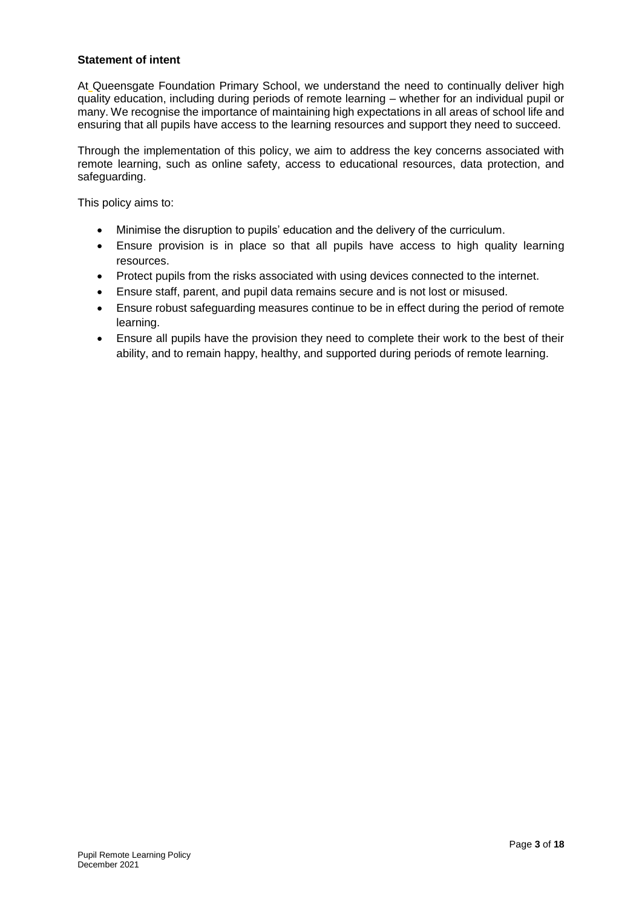**Statement of intent**

At Queensgate Foundation Primary School, we understand the need to continually deliver high quality education, including during periods of remote learning – whether for an individual pupil or many. We recognise the importance of maintaining high expectations in all areas of school life and ensuring that all pupils have access to the learning resources and support they need to succeed.

Through the implementation of this policy, we aim to address the key concerns associated with remote learning, such as online safety, access to educational resources, data protection, and safeguarding.

This policy aims to:

- Minimise the disruption to pupils' education and the delivery of the curriculum.
- Ensure provision is in place so that all pupils have access to high quality learning resources.
- Protect pupils from the risks associated with using devices connected to the internet.
- Ensure staff, parent, and pupil data remains secure and is not lost or misused.
- Ensure robust safeguarding measures continue to be in effect during the period of remote learning.
- Ensure all pupils have the provision they need to complete their work to the best of their ability, and to remain happy, healthy, and supported during periods of remote learning.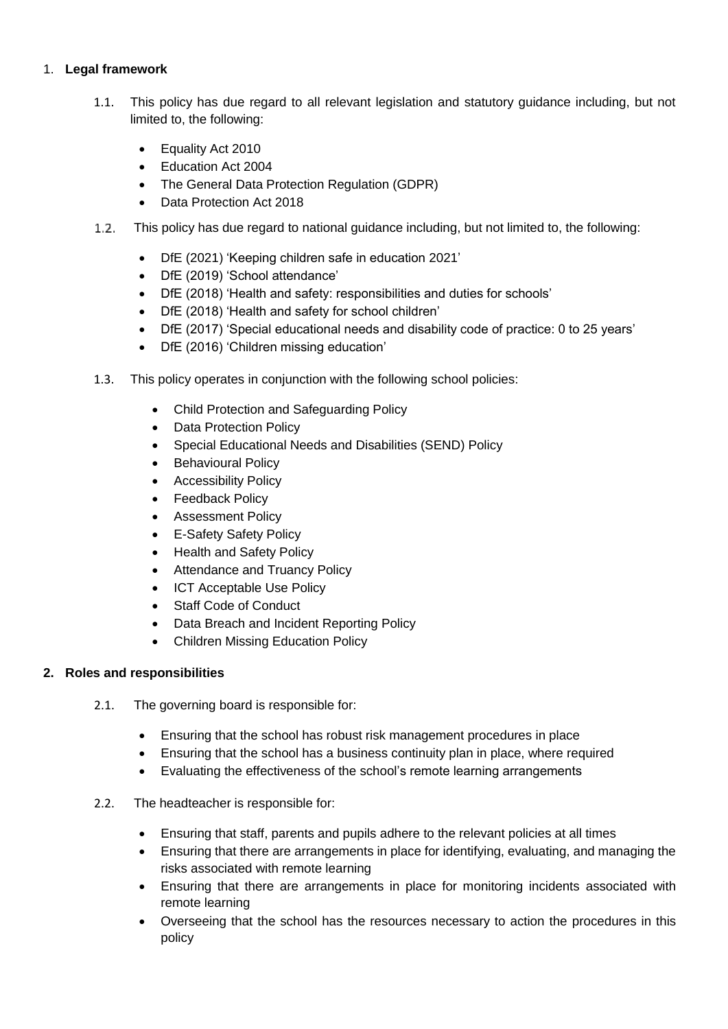## 1. Legal framework

1.1. This policy has due regard to all relevant legislation and statutory guidance including, but not limited to, the following:

- Equality Act 2010
- Education Act 2004
- The General Data Protection Regulation (GDPR)
- Data Protection Act 2018

1.2. This policy has due regard to national guidance including, but not limited to, the following:

- DfE (2021) 'Keeping children safe in education 2021'
- DfE (2019) 'School attendance'
- DfE (2018) 'Health and safety: responsibilities and duties for schools'
- DfE (2018) 'Health and safety for school children'
- DfE (2017) 'Special educational needs and disability code of practice: 0 to 25 years'
- DfE (2016) 'Children missing education'

1.3. This policy operates in conjunction with the following school policies:

- Child Protection and Safeguarding Policy
- Data Protection Policy
- Special Educational Needs and Disabilities (SEND) Policy
- Behavioural Policy
- Accessibility Policy
- Feedback Policy
- Assessment Policy
- E-Safety Safety Policy
- Health and Safety Policy
- Attendance and Truancy Policy
- ICT Acceptable Use Policy
- Staff Code of Conduct
- Data Breach and Incident Reporting Policy
- Children Missing Education Policy

## 2. Roles and responsibilities

2.1. The governing board is responsible for:

- Ensuring that the school has robust risk management procedures in place
- Ensuring that the school has a business continuity plan in place, where required
- Evaluating the effectiveness of the school's remote learning arrangements

2.2. The headteacher is responsible for:

- Ensuring that staff, parents and pupils adhere to the relevant policies at all times
- Ensuring that there are arrangements in place for identifying, evaluating, and managing the risks associated with remote learning
- Ensuring that there are arrangements in place for monitoring incidents associated with remote learning
- Overseeing that the school has the resources necessary to action the procedures in this policy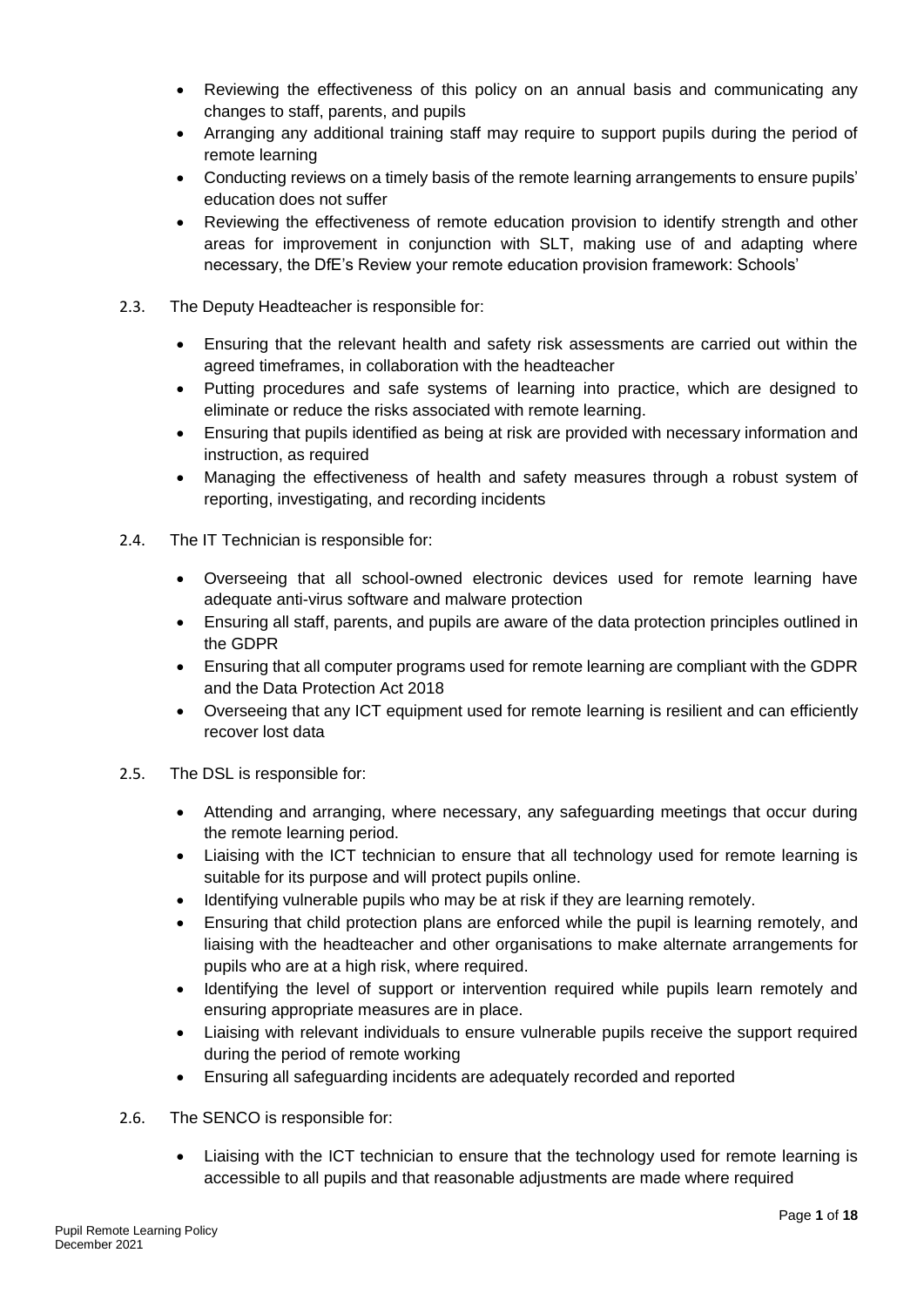- Reviewing the effectiveness of this policy on an annual basis and communicating any changes to staff, parents, and pupils
- Arranging any additional training staff may require to support pupils during the period of remote learning
- Conducting reviews on a timely basis of the remote learning arrangements to ensure pupils' education does not suffer
- Reviewing the effectiveness of remote education provision to identify strength and other areas for improvement in conjunction with SLT, making use of and adapting where necessary, the DfE's Review your remote education provision framework: Schools'

2.3. The Deputy Headteacher is responsible for:

- Ensuring that the relevant health and safety risk assessments are carried out within the agreed timeframes, in collaboration with the headteacher
- Putting procedures and safe systems of learning into practice, which are designed to eliminate or reduce the risks associated with remote learning.
- Ensuring that pupils identified as being at risk are provided with necessary information and instruction, as required
- Managing the effectiveness of health and safety measures through a robust system of reporting, investigating, and recording incidents

2.4. The IT Technician is responsible for:

- Overseeing that all school-owned electronic devices used for remote learning have adequate anti-virus software and malware protection
- Ensuring all staff, parents, and pupils are aware of the data protection principles outlined in the GDPR
- Ensuring that all computer programs used for remote learning are compliant with the GDPR and the Data Protection Act 2018
- Overseeing that any ICT equipment used for remote learning is resilient and can efficiently recover lost data

2.5. The DSL is responsible for:

- Attending and arranging, where necessary, any safeguarding meetings that occur during the remote learning period.
- Liaising with the ICT technician to ensure that all technology used for remote learning is suitable for its purpose and will protect pupils online.
- Identifying vulnerable pupils who may be at risk if they are learning remotely.
- Ensuring that child protection plans are enforced while the pupil is learning remotely, and liaising with the headteacher and other organisations to make alternate arrangements for pupils who are at a high risk, where required.
- Identifying the level of support or intervention required while pupils learn remotely and ensuring appropriate measures are in place.
- Liaising with relevant individuals to ensure vulnerable pupils receive the support required during the period of remote working
- Ensuring all safeguarding incidents are adequately recorded and reported

2.6. The SENCO is responsible for:

- Liaising with the ICT technician to ensure that the technology used for remote learning is accessible to all pupils and that reasonable adjustments are made where required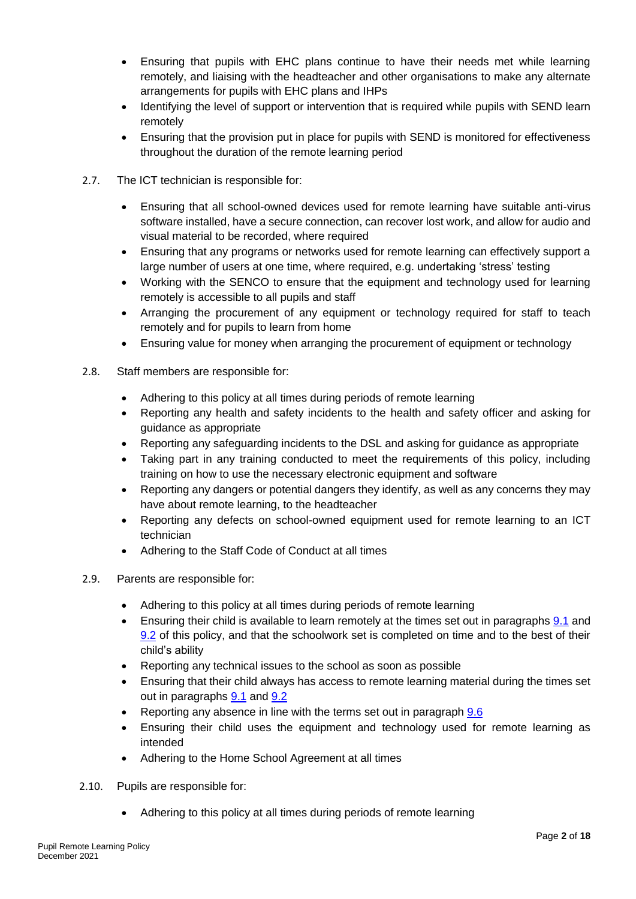- Ensuring that pupils with EHC plans continue to have their needs met while learning remotely, and liaising with the headteacher and other organisations to make any alternate arrangements for pupils with EHC plans and IHPs
- Identifying the level of support or intervention that is required while pupils with SEND learn remotely
- Ensuring that the provision put in place for pupils with SEND is monitored for effectiveness throughout the duration of the remote learning period

2.7. The ICT technician is responsible for:

- Ensuring that all school-owned devices used for remote learning have suitable anti-virus software installed, have a secure connection, can recover lost work, and allow for audio and visual material to be recorded, where required
- Ensuring that any programs or networks used for remote learning can effectively support a large number of users at one time, where required, e.g. undertaking 'stress' testing
- Working with the SENCO to ensure that the equipment and technology used for learning remotely is accessible to all pupils and staff
- Arranging the procurement of any equipment or technology required for staff to teach remotely and for pupils to learn from home
- Ensuring value for money when arranging the procurement of equipment or technology

2.8. Staff members are responsible for:

- Adhering to this policy at all times during periods of remote learning
- Reporting any health and safety incidents to the health and safety officer and asking for guidance as appropriate
- Reporting any safeguarding incidents to the DSL and asking for guidance as appropriate
- Taking part in any training conducted to meet the requirements of this policy, including training on how to use the necessary electronic equipment and software
- Reporting any dangers or potential dangers they identify, as well as any concerns they may have about remote learning, to the headteacher
- Reporting any defects on school-owned equipment used for remote learning to an ICT technician
- Adhering to the Staff Code of Conduct at all times

2.9. Parents are responsible for:

- Adhering to this policy at all times during periods of remote learning
- Ensuring their child is available to learn remotely at the times set out in paragraphs 9.1 and 9.2 of this policy, and that the schoolwork set is completed on time and to the best of their child's ability
- Reporting any technical issues to the school as soon as possible
- Ensuring that their child always has access to remote learning material during the times set out in paragraphs 9.1 and 9.2
- Reporting any absence in line with the terms set out in paragraph 9.6
- Ensuring their child uses the equipment and technology used for remote learning as intended
- Adhering to the Home School Agreement at all times

2.10. Pupils are responsible for:

- Adhering to this policy at all times during periods of remote learning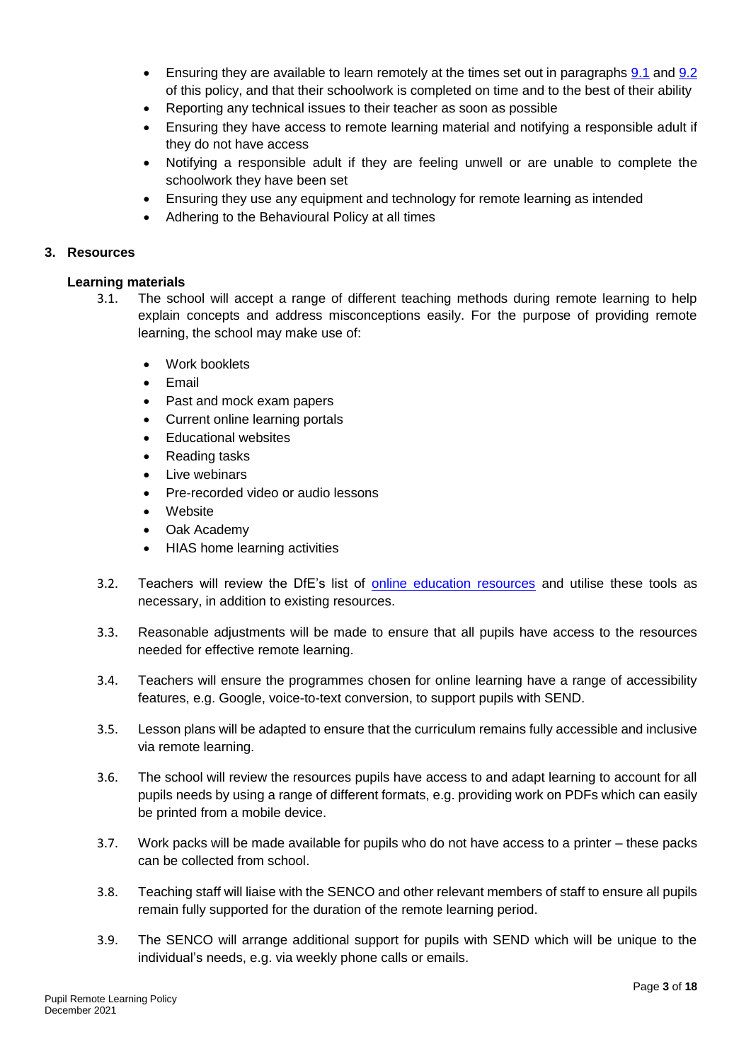- Ensuring they are available to learn remotely at the times set out in paragraphs [9.1](#) and [9.2](#) of this policy, and that their schoolwork is completed on time and to the best of their ability
- Reporting any technical issues to their teacher as soon as possible
- Ensuring they have access to remote learning material and notifying a responsible adult if they do not have access
- Notifying a responsible adult if they are feeling unwell or are unable to complete the schoolwork they have been set
- Ensuring they use any equipment and technology for remote learning as intended
- Adhering to the Behavioural Policy at all times

## 3. Resources

### Learning materials

3.1. The school will accept a range of different teaching methods during remote learning to help explain concepts and address misconceptions easily. For the purpose of providing remote learning, the school may make use of:

- Work booklets
- Email
- Past and mock exam papers
- Current online learning portals
- Educational websites
- Reading tasks
- Live webinars
- Pre-recorded video or audio lessons
- Website
- Oak Academy
- HIAS home learning activities

3.2. Teachers will review the DfE's list of [online education resources](#) and utilise these tools as necessary, in addition to existing resources.

3.3. Reasonable adjustments will be made to ensure that all pupils have access to the resources needed for effective remote learning.

3.4. Teachers will ensure the programmes chosen for online learning have a range of accessibility features, e.g. Google, voice-to-text conversion, to support pupils with SEND.

3.5. Lesson plans will be adapted to ensure that the curriculum remains fully accessible and inclusive via remote learning.

3.6. The school will review the resources pupils have access to and adapt learning to account for all pupils needs by using a range of different formats, e.g. providing work on PDFs which can easily be printed from a mobile device.

3.7. Work packs will be made available for pupils who do not have access to a printer – these packs can be collected from school.

3.8. Teaching staff will liaise with the SENCO and other relevant members of staff to ensure all pupils remain fully supported for the duration of the remote learning period.

3.9. The SENCO will arrange additional support for pupils with SEND which will be unique to the individual's needs, e.g. via weekly phone calls or emails.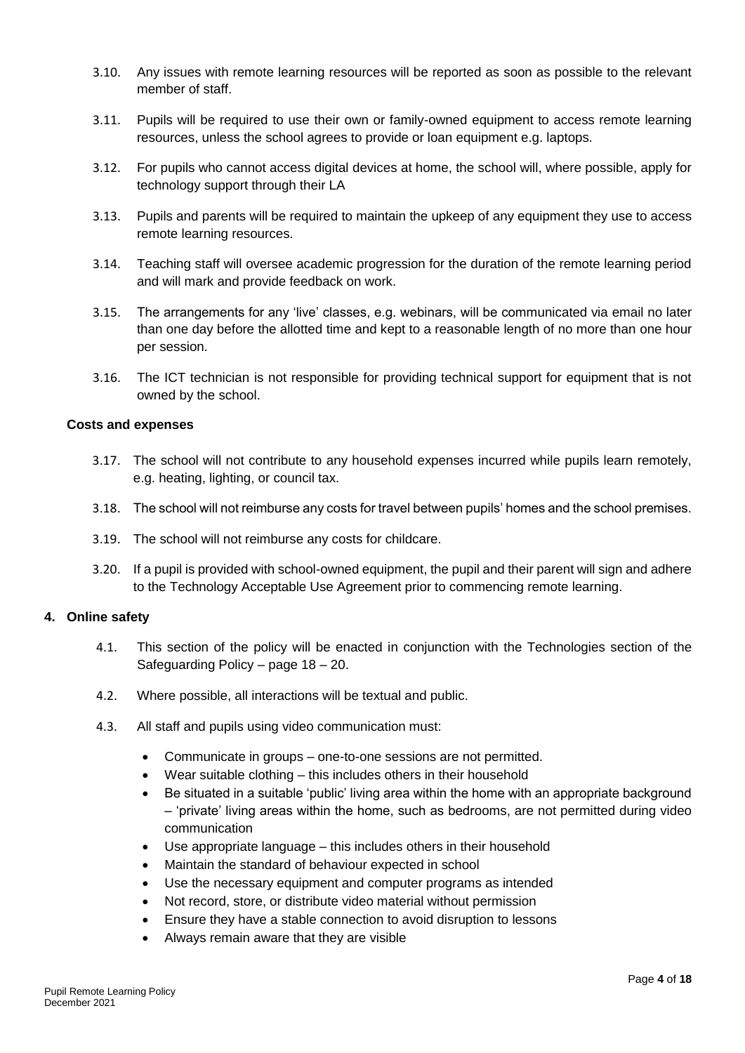3.10. Any issues with remote learning resources will be reported as soon as possible to the relevant member of staff.

3.11. Pupils will be required to use their own or family-owned equipment to access remote learning resources, unless the school agrees to provide or loan equipment e.g. laptops.

3.12. For pupils who cannot access digital devices at home, the school will, where possible, apply for technology support through their LA

3.13. Pupils and parents will be required to maintain the upkeep of any equipment they use to access remote learning resources.

3.14. Teaching staff will oversee academic progression for the duration of the remote learning period and will mark and provide feedback on work.

3.15. The arrangements for any 'live' classes, e.g. webinars, will be communicated via email no later than one day before the allotted time and kept to a reasonable length of no more than one hour per session.

3.16. The ICT technician is not responsible for providing technical support for equipment that is not owned by the school.

**Costs and expenses**

3.17. The school will not contribute to any household expenses incurred while pupils learn remotely, e.g. heating, lighting, or council tax.

3.18. The school will not reimburse any costs for travel between pupils' homes and the school premises.

3.19. The school will not reimburse any costs for childcare.

3.20. If a pupil is provided with school-owned equipment, the pupil and their parent will sign and adhere to the Technology Acceptable Use Agreement prior to commencing remote learning.

## 4. Online safety

4.1. This section of the policy will be enacted in conjunction with the Technologies section of the Safeguarding Policy – page 18 – 20.

4.2. Where possible, all interactions will be textual and public.

4.3. All staff and pupils using video communication must:

- Communicate in groups – one-to-one sessions are not permitted.
- Wear suitable clothing – this includes others in their household
- Be situated in a suitable 'public' living area within the home with an appropriate background – 'private' living areas within the home, such as bedrooms, are not permitted during video communication
- Use appropriate language – this includes others in their household
- Maintain the standard of behaviour expected in school
- Use the necessary equipment and computer programs as intended
- Not record, store, or distribute video material without permission
- Ensure they have a stable connection to avoid disruption to lessons
- Always remain aware that they are visible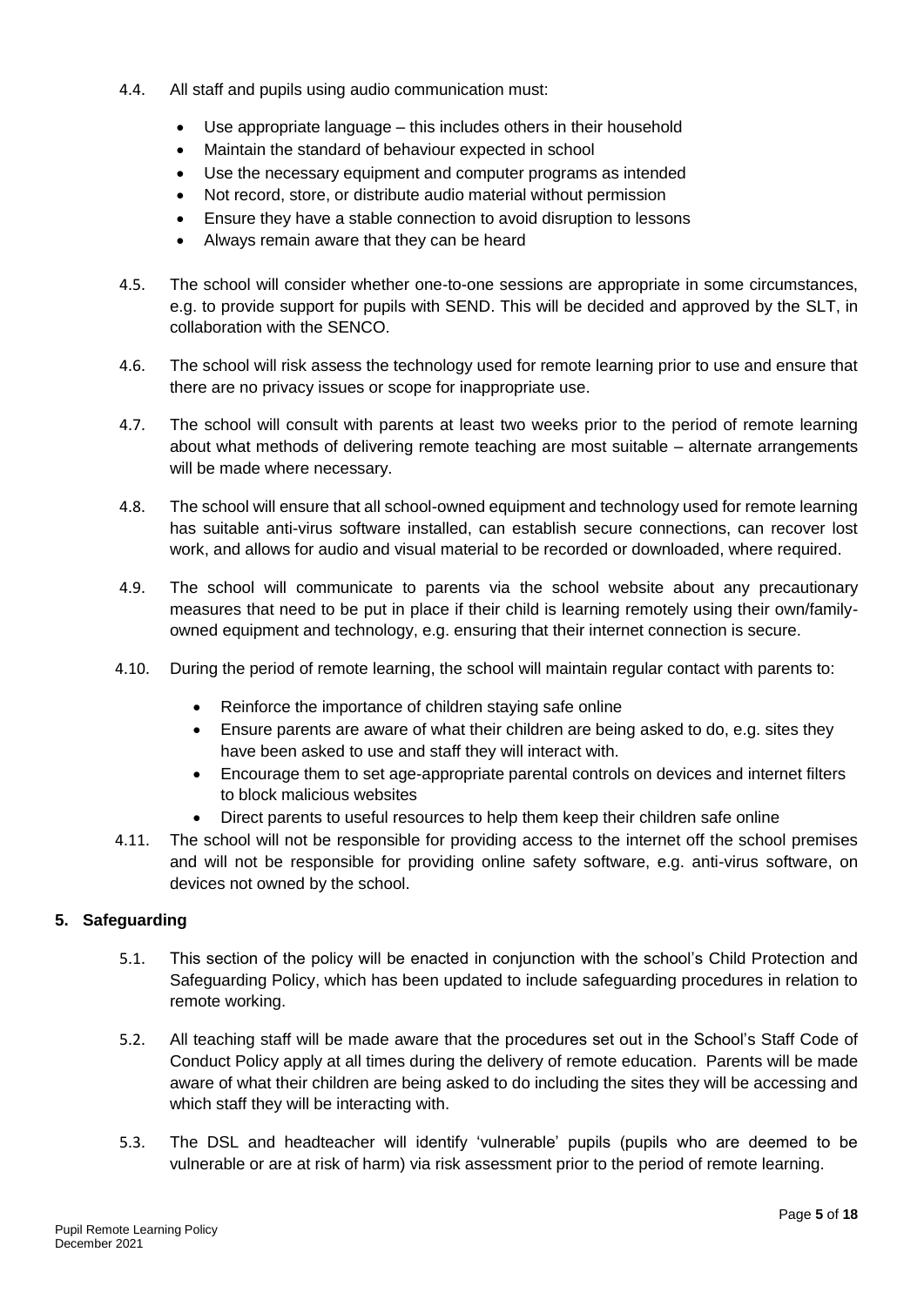4.4. All staff and pupils using audio communication must:

- Use appropriate language – this includes others in their household
- Maintain the standard of behaviour expected in school
- Use the necessary equipment and computer programs as intended
- Not record, store, or distribute audio material without permission
- Ensure they have a stable connection to avoid disruption to lessons
- Always remain aware that they can be heard

4.5. The school will consider whether one-to-one sessions are appropriate in some circumstances, e.g. to provide support for pupils with SEND. This will be decided and approved by the SLT, in collaboration with the SENCO.

4.6. The school will risk assess the technology used for remote learning prior to use and ensure that there are no privacy issues or scope for inappropriate use.

4.7. The school will consult with parents at least two weeks prior to the period of remote learning about what methods of delivering remote teaching are most suitable – alternate arrangements will be made where necessary.

4.8. The school will ensure that all school-owned equipment and technology used for remote learning has suitable anti-virus software installed, can establish secure connections, can recover lost work, and allows for audio and visual material to be recorded or downloaded, where required.

4.9. The school will communicate to parents via the school website about any precautionary measures that need to be put in place if their child is learning remotely using their own/family-owned equipment and technology, e.g. ensuring that their internet connection is secure.

4.10. During the period of remote learning, the school will maintain regular contact with parents to:

- Reinforce the importance of children staying safe online
- Ensure parents are aware of what their children are being asked to do, e.g. sites they have been asked to use and staff they will interact with.
- Encourage them to set age-appropriate parental controls on devices and internet filters to block malicious websites
- Direct parents to useful resources to help them keep their children safe online

4.11. The school will not be responsible for providing access to the internet off the school premises and will not be responsible for providing online safety software, e.g. anti-virus software, on devices not owned by the school.

## 5. Safeguarding

5.1. This section of the policy will be enacted in conjunction with the school's Child Protection and Safeguarding Policy, which has been updated to include safeguarding procedures in relation to remote working.

5.2. All teaching staff will be made aware that the procedures set out in the School's Staff Code of Conduct Policy apply at all times during the delivery of remote education. Parents will be made aware of what their children are being asked to do including the sites they will be accessing and which staff they will be interacting with.

5.3. The DSL and headteacher will identify 'vulnerable' pupils (pupils who are deemed to be vulnerable or are at risk of harm) via risk assessment prior to the period of remote learning.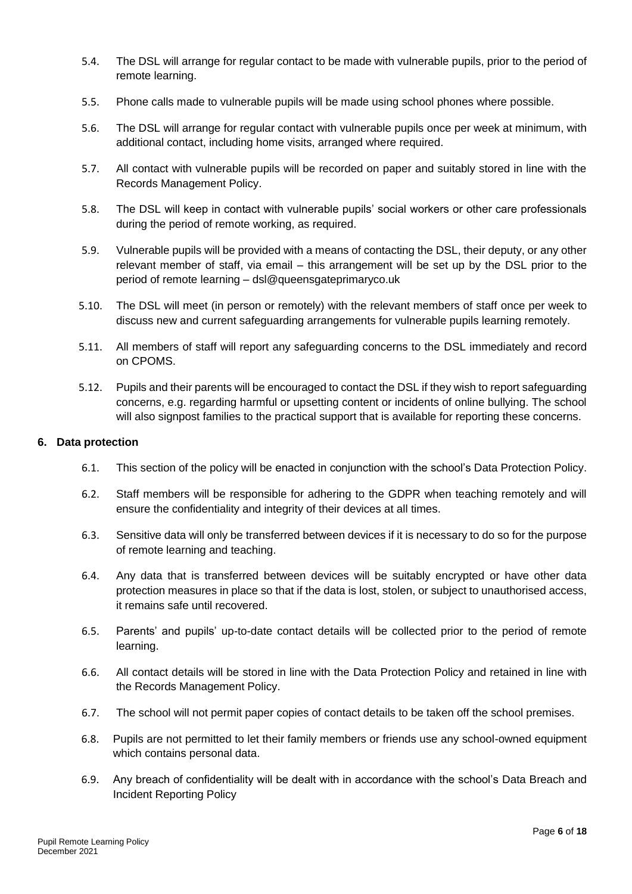5.4. The DSL will arrange for regular contact to be made with vulnerable pupils, prior to the period of remote learning.

5.5. Phone calls made to vulnerable pupils will be made using school phones where possible.

5.6. The DSL will arrange for regular contact with vulnerable pupils once per week at minimum, with additional contact, including home visits, arranged where required.

5.7. All contact with vulnerable pupils will be recorded on paper and suitably stored in line with the Records Management Policy.

5.8. The DSL will keep in contact with vulnerable pupils' social workers or other care professionals during the period of remote working, as required.

5.9. Vulnerable pupils will be provided with a means of contacting the DSL, their deputy, or any other relevant member of staff, via email – this arrangement will be set up by the DSL prior to the period of remote learning – dsl@queensgateprimaryco.uk

5.10. The DSL will meet (in person or remotely) with the relevant members of staff once per week to discuss new and current safeguarding arrangements for vulnerable pupils learning remotely.

5.11. All members of staff will report any safeguarding concerns to the DSL immediately and record on CPOMS.

5.12. Pupils and their parents will be encouraged to contact the DSL if they wish to report safeguarding concerns, e.g. regarding harmful or upsetting content or incidents of online bullying. The school will also signpost families to the practical support that is available for reporting these concerns.

## 6. Data protection

6.1. This section of the policy will be enacted in conjunction with the school's Data Protection Policy.

6.2. Staff members will be responsible for adhering to the GDPR when teaching remotely and will ensure the confidentiality and integrity of their devices at all times.

6.3. Sensitive data will only be transferred between devices if it is necessary to do so for the purpose of remote learning and teaching.

6.4. Any data that is transferred between devices will be suitably encrypted or have other data protection measures in place so that if the data is lost, stolen, or subject to unauthorised access, it remains safe until recovered.

6.5. Parents' and pupils' up-to-date contact details will be collected prior to the period of remote learning.

6.6. All contact details will be stored in line with the Data Protection Policy and retained in line with the Records Management Policy.

6.7. The school will not permit paper copies of contact details to be taken off the school premises.

6.8. Pupils are not permitted to let their family members or friends use any school-owned equipment which contains personal data.

6.9. Any breach of confidentiality will be dealt with in accordance with the school's Data Breach and Incident Reporting Policy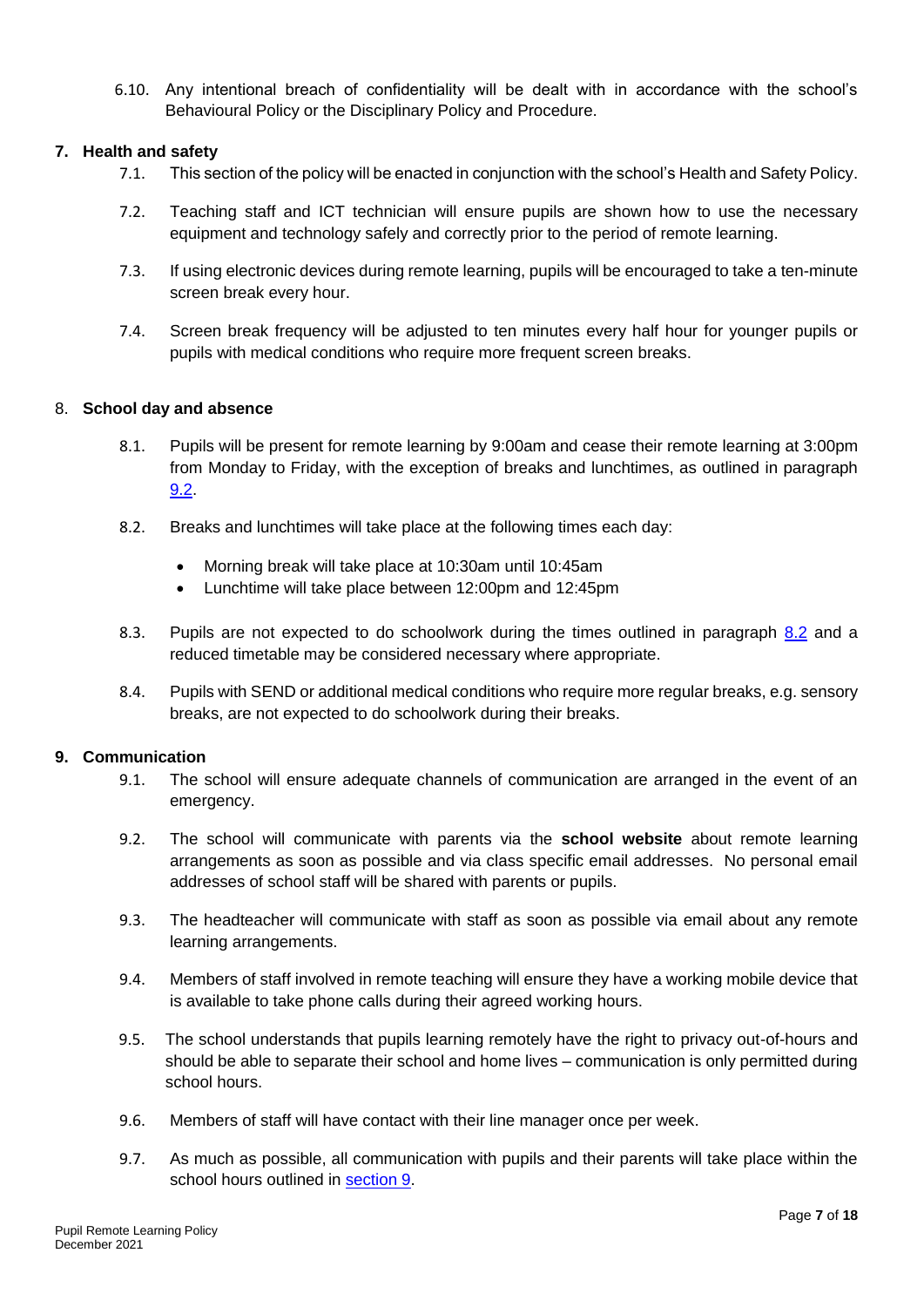6.10. Any intentional breach of confidentiality will be dealt with in accordance with the school's Behavioural Policy or the Disciplinary Policy and Procedure.

## 7. Health and safety

7.1. This section of the policy will be enacted in conjunction with the school's Health and Safety Policy.

7.2. Teaching staff and ICT technician will ensure pupils are shown how to use the necessary equipment and technology safely and correctly prior to the period of remote learning.

7.3. If using electronic devices during remote learning, pupils will be encouraged to take a ten-minute screen break every hour.

7.4. Screen break frequency will be adjusted to ten minutes every half hour for younger pupils or pupils with medical conditions who require more frequent screen breaks.

## 8. School day and absence

8.1. Pupils will be present for remote learning by 9:00am and cease their remote learning at 3:00pm from Monday to Friday, with the exception of breaks and lunchtimes, as outlined in paragraph 9.2.

8.2. Breaks and lunchtimes will take place at the following times each day:

- Morning break will take place at 10:30am until 10:45am
- Lunchtime will take place between 12:00pm and 12:45pm

8.3. Pupils are not expected to do schoolwork during the times outlined in paragraph 8.2 and a reduced timetable may be considered necessary where appropriate.

8.4. Pupils with SEND or additional medical conditions who require more regular breaks, e.g. sensory breaks, are not expected to do schoolwork during their breaks.

## 9. Communication

9.1. The school will ensure adequate channels of communication are arranged in the event of an emergency.

9.2. The school will communicate with parents via the **school website** about remote learning arrangements as soon as possible and via class specific email addresses. No personal email addresses of school staff will be shared with parents or pupils.

9.3. The headteacher will communicate with staff as soon as possible via email about any remote learning arrangements.

9.4. Members of staff involved in remote teaching will ensure they have a working mobile device that is available to take phone calls during their agreed working hours.

9.5. The school understands that pupils learning remotely have the right to privacy out-of-hours and should be able to separate their school and home lives – communication is only permitted during school hours.

9.6. Members of staff will have contact with their line manager once per week.

9.7. As much as possible, all communication with pupils and their parents will take place within the school hours outlined in section 9.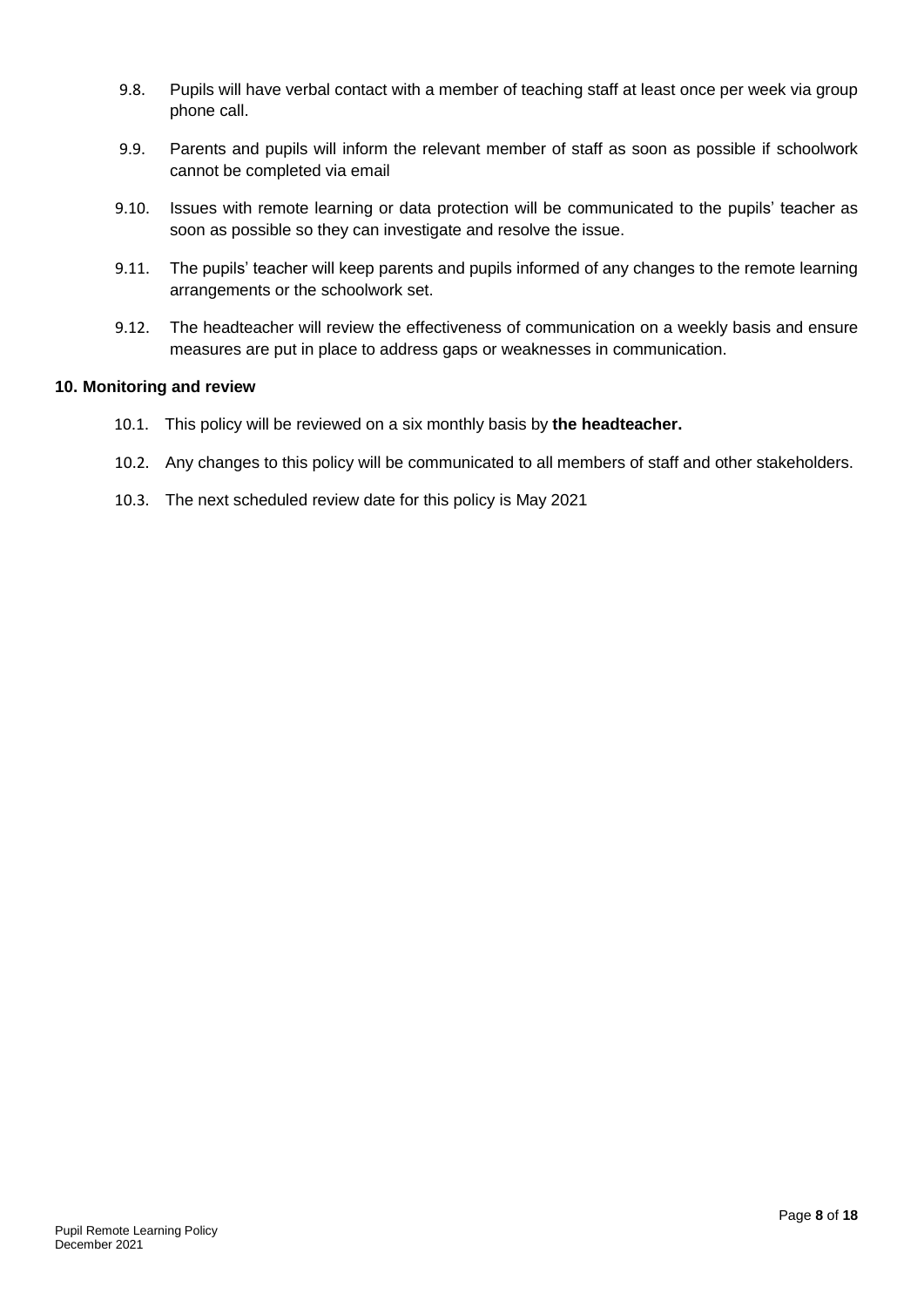9.8. Pupils will have verbal contact with a member of teaching staff at least once per week via group phone call.

9.9. Parents and pupils will inform the relevant member of staff as soon as possible if schoolwork cannot be completed via email

9.10. Issues with remote learning or data protection will be communicated to the pupils' teacher as soon as possible so they can investigate and resolve the issue.

9.11. The pupils' teacher will keep parents and pupils informed of any changes to the remote learning arrangements or the schoolwork set.

9.12. The headteacher will review the effectiveness of communication on a weekly basis and ensure measures are put in place to address gaps or weaknesses in communication.

## 10. Monitoring and review

10.1. This policy will be reviewed on a six monthly basis by **the headteacher.**

10.2. Any changes to this policy will be communicated to all members of staff and other stakeholders.

10.3. The next scheduled review date for this policy is May 2021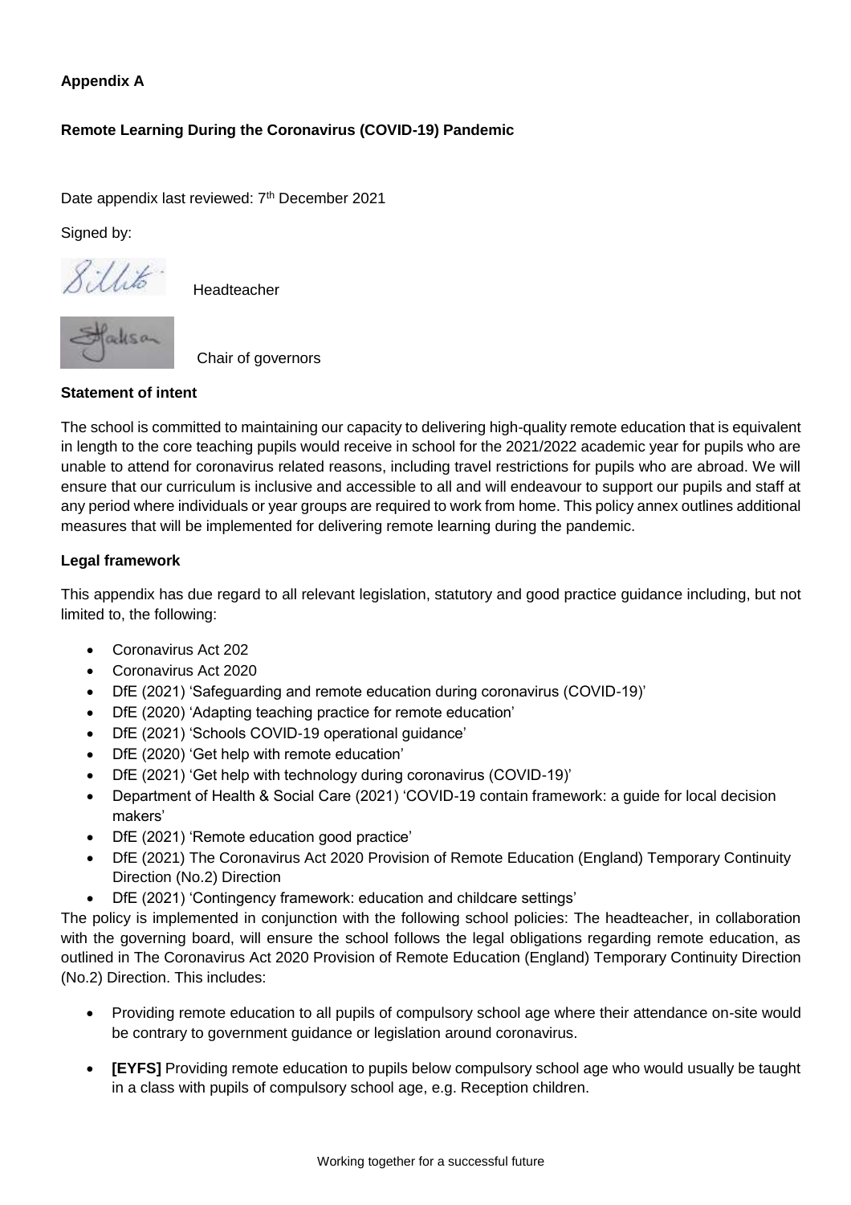**Appendix A**

**Remote Learning During the Coronavirus (COVID-19) Pandemic**

Date appendix last reviewed: 7th December 2021

Signed by:

Headteacher

Chair of governors

**Statement of intent**

The school is committed to maintaining our capacity to delivering high-quality remote education that is equivalent in length to the core teaching pupils would receive in school for the 2021/2022 academic year for pupils who are unable to attend for coronavirus related reasons, including travel restrictions for pupils who are abroad. We will ensure that our curriculum is inclusive and accessible to all and will endeavour to support our pupils and staff at any period where individuals or year groups are required to work from home. This policy annex outlines additional measures that will be implemented for delivering remote learning during the pandemic.

**Legal framework**

This appendix has due regard to all relevant legislation, statutory and good practice guidance including, but not limited to, the following:

- Coronavirus Act 202
- Coronavirus Act 2020
- DfE (2021) 'Safeguarding and remote education during coronavirus (COVID-19)'
- DfE (2020) 'Adapting teaching practice for remote education'
- DfE (2021) 'Schools COVID-19 operational guidance'
- DfE (2020) 'Get help with remote education'
- DfE (2021) 'Get help with technology during coronavirus (COVID-19)'
- Department of Health & Social Care (2021) 'COVID-19 contain framework: a guide for local decision makers'
- DfE (2021) 'Remote education good practice'
- DfE (2021) The Coronavirus Act 2020 Provision of Remote Education (England) Temporary Continuity Direction (No.2) Direction
- DfE (2021) 'Contingency framework: education and childcare settings'

The policy is implemented in conjunction with the following school policies: The headteacher, in collaboration with the governing board, will ensure the school follows the legal obligations regarding remote education, as outlined in The Coronavirus Act 2020 Provision of Remote Education (England) Temporary Continuity Direction (No.2) Direction. This includes:

- Providing remote education to all pupils of compulsory school age where their attendance on-site would be contrary to government guidance or legislation around coronavirus.
- **[EYFS]** Providing remote education to pupils below compulsory school age who would usually be taught in a class with pupils of compulsory school age, e.g. Reception children.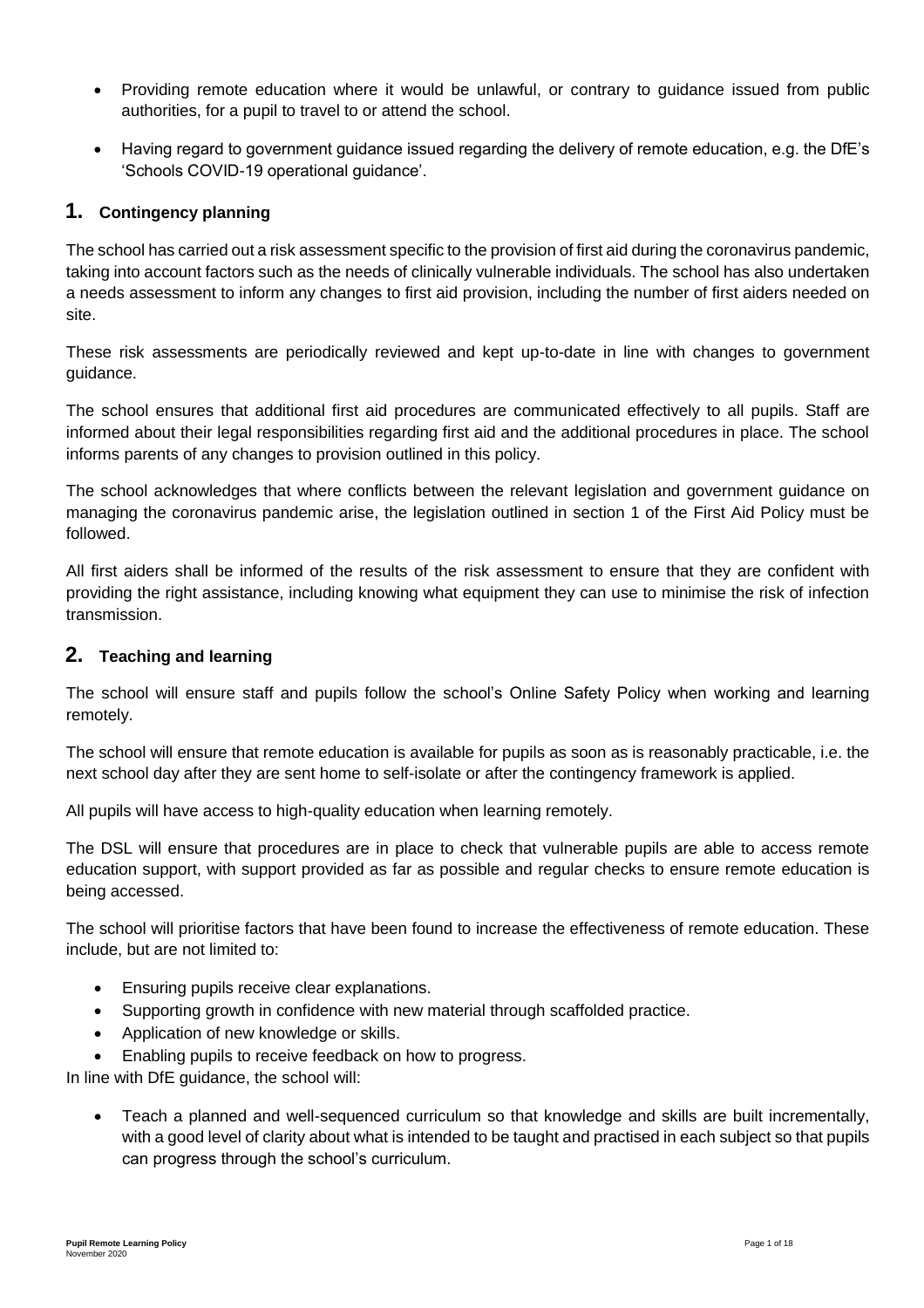- Providing remote education where it would be unlawful, or contrary to guidance issued from public authorities, for a pupil to travel to or attend the school.
- Having regard to government guidance issued regarding the delivery of remote education, e.g. the DfE's 'Schools COVID-19 operational guidance'.

## 1. Contingency planning

The school has carried out a risk assessment specific to the provision of first aid during the coronavirus pandemic, taking into account factors such as the needs of clinically vulnerable individuals. The school has also undertaken a needs assessment to inform any changes to first aid provision, including the number of first aiders needed on site.

These risk assessments are periodically reviewed and kept up-to-date in line with changes to government guidance.

The school ensures that additional first aid procedures are communicated effectively to all pupils. Staff are informed about their legal responsibilities regarding first aid and the additional procedures in place. The school informs parents of any changes to provision outlined in this policy.

The school acknowledges that where conflicts between the relevant legislation and government guidance on managing the coronavirus pandemic arise, the legislation outlined in section 1 of the First Aid Policy must be followed.

All first aiders shall be informed of the results of the risk assessment to ensure that they are confident with providing the right assistance, including knowing what equipment they can use to minimise the risk of infection transmission.

## 2. Teaching and learning

The school will ensure staff and pupils follow the school's Online Safety Policy when working and learning remotely.

The school will ensure that remote education is available for pupils as soon as is reasonably practicable, i.e. the next school day after they are sent home to self-isolate or after the contingency framework is applied.

All pupils will have access to high-quality education when learning remotely.

The DSL will ensure that procedures are in place to check that vulnerable pupils are able to access remote education support, with support provided as far as possible and regular checks to ensure remote education is being accessed.

The school will prioritise factors that have been found to increase the effectiveness of remote education. These include, but are not limited to:

- Ensuring pupils receive clear explanations.
- Supporting growth in confidence with new material through scaffolded practice.
- Application of new knowledge or skills.
- Enabling pupils to receive feedback on how to progress.

In line with DfE guidance, the school will:

- Teach a planned and well-sequenced curriculum so that knowledge and skills are built incrementally, with a good level of clarity about what is intended to be taught and practised in each subject so that pupils can progress through the school's curriculum.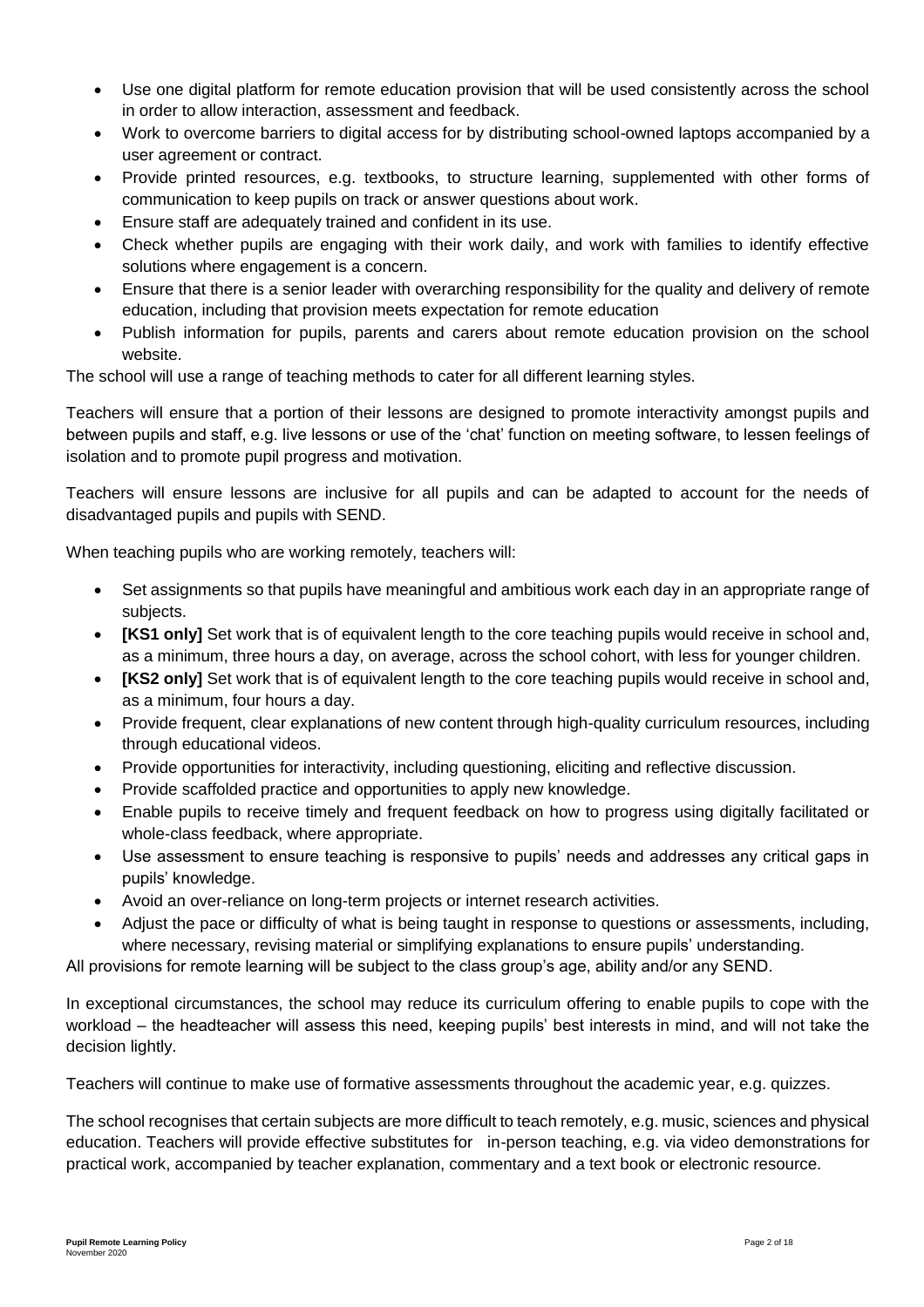- Use one digital platform for remote education provision that will be used consistently across the school in order to allow interaction, assessment and feedback.
- Work to overcome barriers to digital access for by distributing school-owned laptops accompanied by a user agreement or contract.
- Provide printed resources, e.g. textbooks, to structure learning, supplemented with other forms of communication to keep pupils on track or answer questions about work.
- Ensure staff are adequately trained and confident in its use.
- Check whether pupils are engaging with their work daily, and work with families to identify effective solutions where engagement is a concern.
- Ensure that there is a senior leader with overarching responsibility for the quality and delivery of remote education, including that provision meets expectation for remote education
- Publish information for pupils, parents and carers about remote education provision on the school website.

The school will use a range of teaching methods to cater for all different learning styles.

Teachers will ensure that a portion of their lessons are designed to promote interactivity amongst pupils and between pupils and staff, e.g. live lessons or use of the 'chat' function on meeting software, to lessen feelings of isolation and to promote pupil progress and motivation.

Teachers will ensure lessons are inclusive for all pupils and can be adapted to account for the needs of disadvantaged pupils and pupils with SEND.

When teaching pupils who are working remotely, teachers will:

- Set assignments so that pupils have meaningful and ambitious work each day in an appropriate range of subjects.
- **[KS1 only]** Set work that is of equivalent length to the core teaching pupils would receive in school and, as a minimum, three hours a day, on average, across the school cohort, with less for younger children.
- **[KS2 only]** Set work that is of equivalent length to the core teaching pupils would receive in school and, as a minimum, four hours a day.
- Provide frequent, clear explanations of new content through high-quality curriculum resources, including through educational videos.
- Provide opportunities for interactivity, including questioning, eliciting and reflective discussion.
- Provide scaffolded practice and opportunities to apply new knowledge.
- Enable pupils to receive timely and frequent feedback on how to progress using digitally facilitated or whole-class feedback, where appropriate.
- Use assessment to ensure teaching is responsive to pupils' needs and addresses any critical gaps in pupils' knowledge.
- Avoid an over-reliance on long-term projects or internet research activities.
- Adjust the pace or difficulty of what is being taught in response to questions or assessments, including, where necessary, revising material or simplifying explanations to ensure pupils' understanding.

All provisions for remote learning will be subject to the class group's age, ability and/or any SEND.

In exceptional circumstances, the school may reduce its curriculum offering to enable pupils to cope with the workload – the headteacher will assess this need, keeping pupils' best interests in mind, and will not take the decision lightly.

Teachers will continue to make use of formative assessments throughout the academic year, e.g. quizzes.

The school recognises that certain subjects are more difficult to teach remotely, e.g. music, sciences and physical education. Teachers will provide effective substitutes for in-person teaching, e.g. via video demonstrations for practical work, accompanied by teacher explanation, commentary and a text book or electronic resource.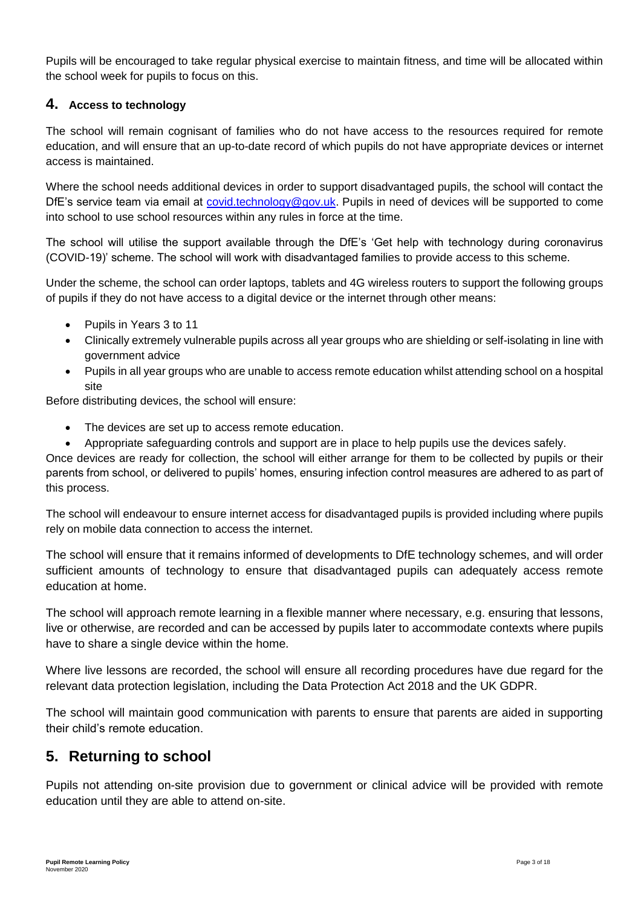Pupils will be encouraged to take regular physical exercise to maintain fitness, and time will be allocated within the school week for pupils to focus on this.

## 4. Access to technology

The school will remain cognisant of families who do not have access to the resources required for remote education, and will ensure that an up-to-date record of which pupils do not have appropriate devices or internet access is maintained.

Where the school needs additional devices in order to support disadvantaged pupils, the school will contact the DfE's service team via email at covid.technology@gov.uk. Pupils in need of devices will be supported to come into school to use school resources within any rules in force at the time.

The school will utilise the support available through the DfE's 'Get help with technology during coronavirus (COVID-19)' scheme. The school will work with disadvantaged families to provide access to this scheme.

Under the scheme, the school can order laptops, tablets and 4G wireless routers to support the following groups of pupils if they do not have access to a digital device or the internet through other means:

- Pupils in Years 3 to 11
- Clinically extremely vulnerable pupils across all year groups who are shielding or self-isolating in line with government advice
- Pupils in all year groups who are unable to access remote education whilst attending school on a hospital site

Before distributing devices, the school will ensure:

- The devices are set up to access remote education.
- Appropriate safeguarding controls and support are in place to help pupils use the devices safely.

Once devices are ready for collection, the school will either arrange for them to be collected by pupils or their parents from school, or delivered to pupils' homes, ensuring infection control measures are adhered to as part of this process.

The school will endeavour to ensure internet access for disadvantaged pupils is provided including where pupils rely on mobile data connection to access the internet.

The school will ensure that it remains informed of developments to DfE technology schemes, and will order sufficient amounts of technology to ensure that disadvantaged pupils can adequately access remote education at home.

The school will approach remote learning in a flexible manner where necessary, e.g. ensuring that lessons, live or otherwise, are recorded and can be accessed by pupils later to accommodate contexts where pupils have to share a single device within the home.

Where live lessons are recorded, the school will ensure all recording procedures have due regard for the relevant data protection legislation, including the Data Protection Act 2018 and the UK GDPR.

The school will maintain good communication with parents to ensure that parents are aided in supporting their child's remote education.

## 5. Returning to school

Pupils not attending on-site provision due to government or clinical advice will be provided with remote education until they are able to attend on-site.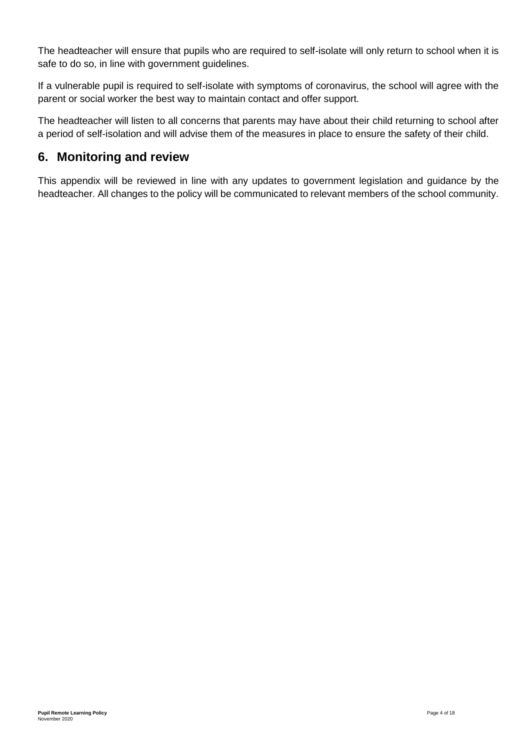The headteacher will ensure that pupils who are required to self-isolate will only return to school when it is safe to do so, in line with government guidelines.

If a vulnerable pupil is required to self-isolate with symptoms of coronavirus, the school will agree with the parent or social worker the best way to maintain contact and offer support.

The headteacher will listen to all concerns that parents may have about their child returning to school after a period of self-isolation and will advise them of the measures in place to ensure the safety of their child.

## 6. Monitoring and review

This appendix will be reviewed in line with any updates to government legislation and guidance by the headteacher. All changes to the policy will be communicated to relevant members of the school community.